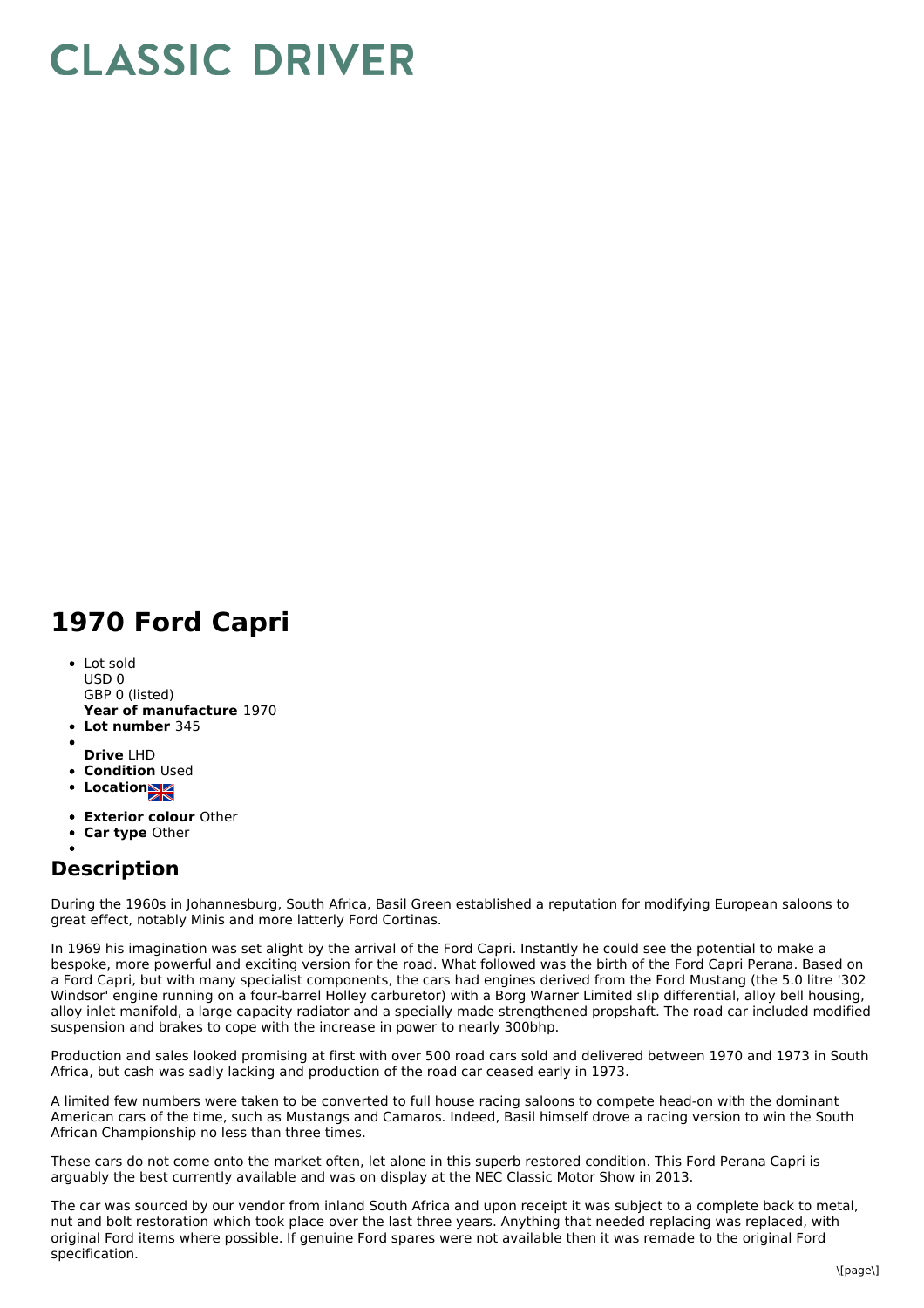# CLASSIC DRIVER

## 1970 Ford Capri

- Lot sold
  USD 0
  GBP 0 (listed)
  **Year of manufacture** 1970
- **Lot number** 345
- 
  **Drive** LHD
- **Condition** Used
- **Location**
- **Exterior colour** Other
- **Car type** Other
- 

## Description

During the 1960s in Johannesburg, South Africa, Basil Green established a reputation for modifying European saloons to great effect, notably Minis and more latterly Ford Cortinas.

In 1969 his imagination was set alight by the arrival of the Ford Capri. Instantly he could see the potential to make a bespoke, more powerful and exciting version for the road. What followed was the birth of the Ford Capri Perana. Based on a Ford Capri, but with many specialist components, the cars had engines derived from the Ford Mustang (the 5.0 litre '302 Windsor' engine running on a four-barrel Holley carburetor) with a Borg Warner Limited slip differential, alloy bell housing, alloy inlet manifold, a large capacity radiator and a specially made strengthened propshaft. The road car included modified suspension and brakes to cope with the increase in power to nearly 300bhp.

Production and sales looked promising at first with over 500 road cars sold and delivered between 1970 and 1973 in South Africa, but cash was sadly lacking and production of the road car ceased early in 1973.

A limited few numbers were taken to be converted to full house racing saloons to compete head-on with the dominant American cars of the time, such as Mustangs and Camaros. Indeed, Basil himself drove a racing version to win the South African Championship no less than three times.

These cars do not come onto the market often, let alone in this superb restored condition. This Ford Perana Capri is arguably the best currently available and was on display at the NEC Classic Motor Show in 2013.

The car was sourced by our vendor from inland South Africa and upon receipt it was subject to a complete back to metal, nut and bolt restoration which took place over the last three years. Anything that needed replacing was replaced, with original Ford items where possible. If genuine Ford spares were not available then it was remade to the original Ford specification.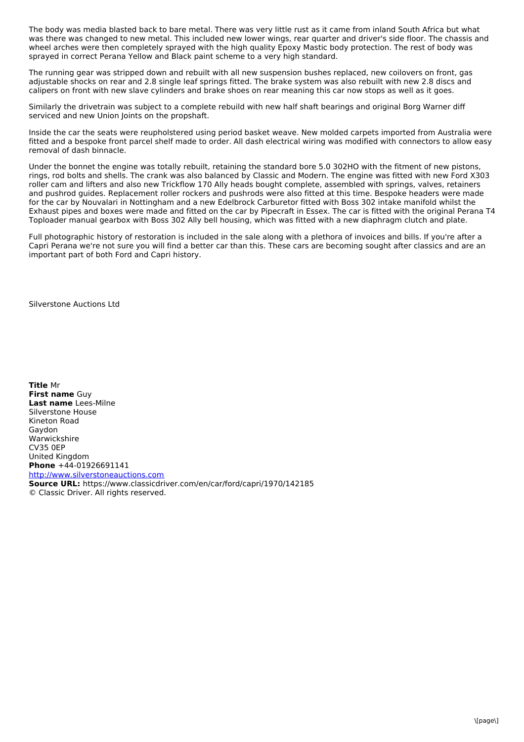The body was media blasted back to bare metal. There was very little rust as it came from inland South Africa but what was there was changed to new metal. This included new lower wings, rear quarter and driver's side floor. The chassis and wheel arches were then completely sprayed with the high quality Epoxy Mastic body protection. The rest of body was sprayed in correct Perana Yellow and Black paint scheme to a very high standard.

The running gear was stripped down and rebuilt with all new suspension bushes replaced, new coilovers on front, gas adjustable shocks on rear and 2.8 single leaf springs fitted. The brake system was also rebuilt with new 2.8 discs and calipers on front with new slave cylinders and brake shoes on rear meaning this car now stops as well as it goes.

Similarly the drivetrain was subject to a complete rebuild with new half shaft bearings and original Borg Warner diff serviced and new Union Joints on the propshaft.

Inside the car the seats were reupholstered using period basket weave. New molded carpets imported from Australia were fitted and a bespoke front parcel shelf made to order. All dash electrical wiring was modified with connectors to allow easy removal of dash binnacle.

Under the bonnet the engine was totally rebuilt, retaining the standard bore 5.0 302HO with the fitment of new pistons, rings, rod bolts and shells. The crank was also balanced by Classic and Modern. The engine was fitted with new Ford X303 roller cam and lifters and also new Trickflow 170 Ally heads bought complete, assembled with springs, valves, retainers and pushrod guides. Replacement roller rockers and pushrods were also fitted at this time. Bespoke headers were made for the car by Nouvalari in Nottingham and a new Edelbrock Carburetor fitted with Boss 302 intake manifold whilst the Exhaust pipes and boxes were made and fitted on the car by Pipecraft in Essex. The car is fitted with the original Perana T4 Toploader manual gearbox with Boss 302 Ally bell housing, which was fitted with a new diaphragm clutch and plate.

Full photographic history of restoration is included in the sale along with a plethora of invoices and bills. If you're after a Capri Perana we're not sure you will find a better car than this. These cars are becoming sought after classics and are an important part of both Ford and Capri history.

Silverstone Auctions Ltd

**Title** Mr
**First name** Guy
**Last name** Lees-Milne
Silverstone House
Kineton Road
Gaydon
Warwickshire
CV35 0EP
United Kingdom
**Phone** +44-01926691141
http://www.silverstoneauctions.com
**Source URL:** https://www.classicdriver.com/en/car/ford/capri/1970/142185
© Classic Driver. All rights reserved.